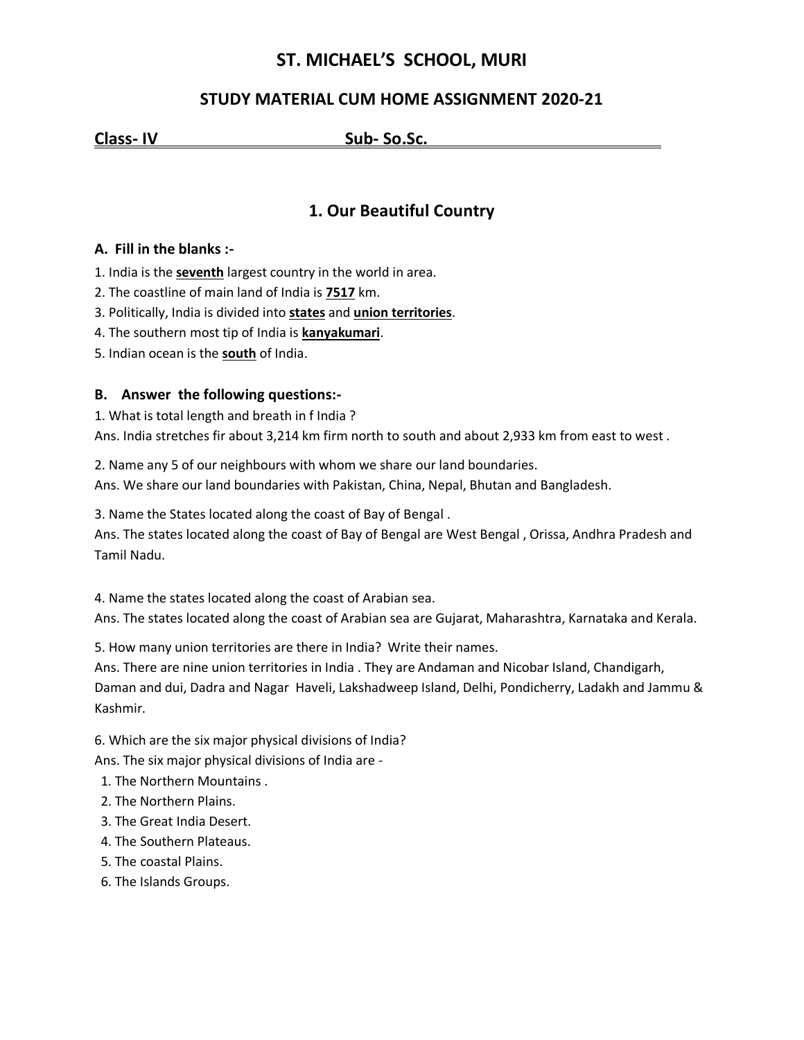# ST. MICHAEL'S SCHOOL, MURI

## STUDY MATERIAL CUM HOME ASSIGNMENT 2020-21

**Class- IV** **Sub- So.Sc.**

## 1. Our Beautiful Country

### A. Fill in the blanks :-

1. India is the **seventh** largest country in the world in area.
2. The coastline of main land of India is **7517** km.
3. Politically, India is divided into **states** and **union territories**.
4. The southern most tip of India is **kanyakumari**.
5. Indian ocean is the **south** of India.

### B. Answer the following questions:-

1. What is total length and breath in f India ?
Ans. India stretches fir about 3,214 km firm north to south and about 2,933 km from east to west .

2. Name any 5 of our neighbours with whom we share our land boundaries.
Ans. We share our land boundaries with Pakistan, China, Nepal, Bhutan and Bangladesh.

3. Name the States located along the coast of Bay of Bengal .
Ans. The states located along the coast of Bay of Bengal are West Bengal , Orissa, Andhra Pradesh and Tamil Nadu.

4. Name the states located along the coast of Arabian sea.
Ans. The states located along the coast of Arabian sea are Gujarat, Maharashtra, Karnataka and Kerala.

5. How many union territories are there in India? Write their names.
Ans. There are nine union territories in India . They are Andaman and Nicobar Island, Chandigarh, Daman and dui, Dadra and Nagar Haveli, Lakshadweep Island, Delhi, Pondicherry, Ladakh and Jammu & Kashmir.

6. Which are the six major physical divisions of India?
Ans. The six major physical divisions of India are -
  1. The Northern Mountains .
  2. The Northern Plains.
  3. The Great India Desert.
  4. The Southern Plateaus.
  5. The coastal Plains.
  6. The Islands Groups.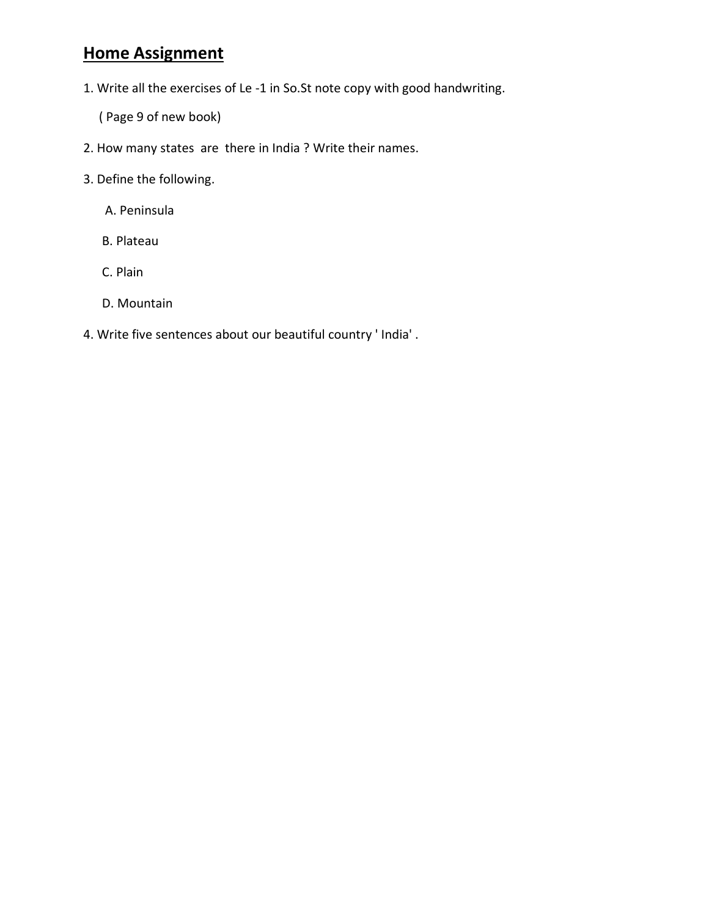## Home Assignment

1. Write all the exercises of Le -1 in So.St note copy with good handwriting.

   ( Page 9 of new book)

2. How many states are there in India ? Write their names.

3. Define the following.

   A. Peninsula

   B. Plateau

   C. Plain

   D. Mountain

4. Write five sentences about our beautiful country ' India' .